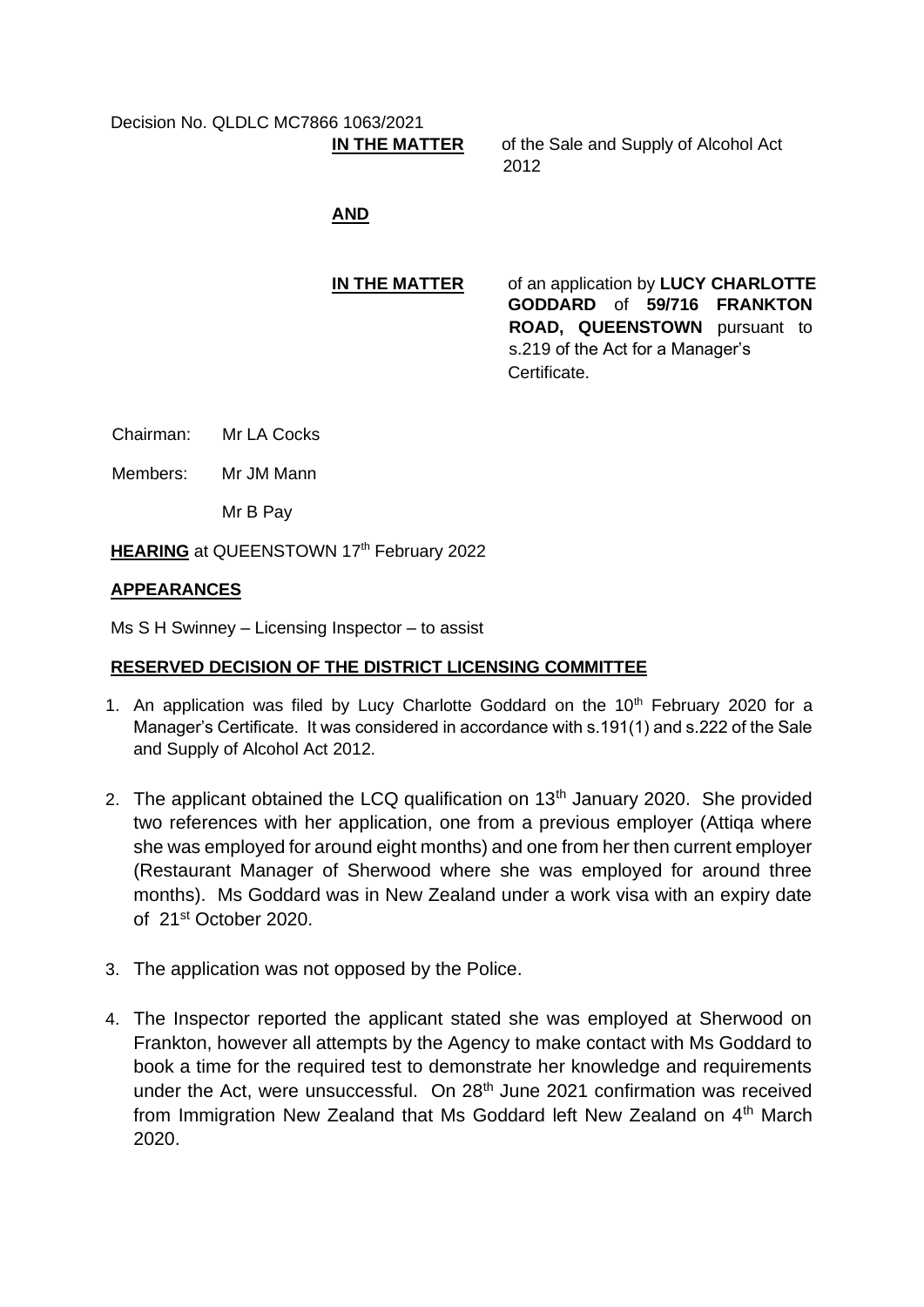Decision No. QLDLC MC7866 1063/2021

**IN THE MATTER** of the Sale and Supply of Alcohol Act 2012

**AND**

**IN THE MATTER** of an application by **LUCY CHARLOTTE GODDARD** of **59/716 FRANKTON ROAD, QUEENSTOWN** pursuant to s.219 of the Act for a Manager's Certificate.

Chairman: Mr LA Cocks

Members: Mr JM Mann

Mr B Pay

**HEARING** at QUEENSTOWN 17th February 2022

**APPEARANCES**

Ms S H Swinney – Licensing Inspector – to assist

**RESERVED DECISION OF THE DISTRICT LICENSING COMMITTEE**

1. An application was filed by Lucy Charlotte Goddard on the 10th February 2020 for a Manager's Certificate. It was considered in accordance with s.191(1) and s.222 of the Sale and Supply of Alcohol Act 2012.

2. The applicant obtained the LCQ qualification on 13th January 2020. She provided two references with her application, one from a previous employer (Attiqa where she was employed for around eight months) and one from her then current employer (Restaurant Manager of Sherwood where she was employed for around three months). Ms Goddard was in New Zealand under a work visa with an expiry date of 21st October 2020.

3. The application was not opposed by the Police.

4. The Inspector reported the applicant stated she was employed at Sherwood on Frankton, however all attempts by the Agency to make contact with Ms Goddard to book a time for the required test to demonstrate her knowledge and requirements under the Act, were unsuccessful. On 28th June 2021 confirmation was received from Immigration New Zealand that Ms Goddard left New Zealand on 4th March 2020.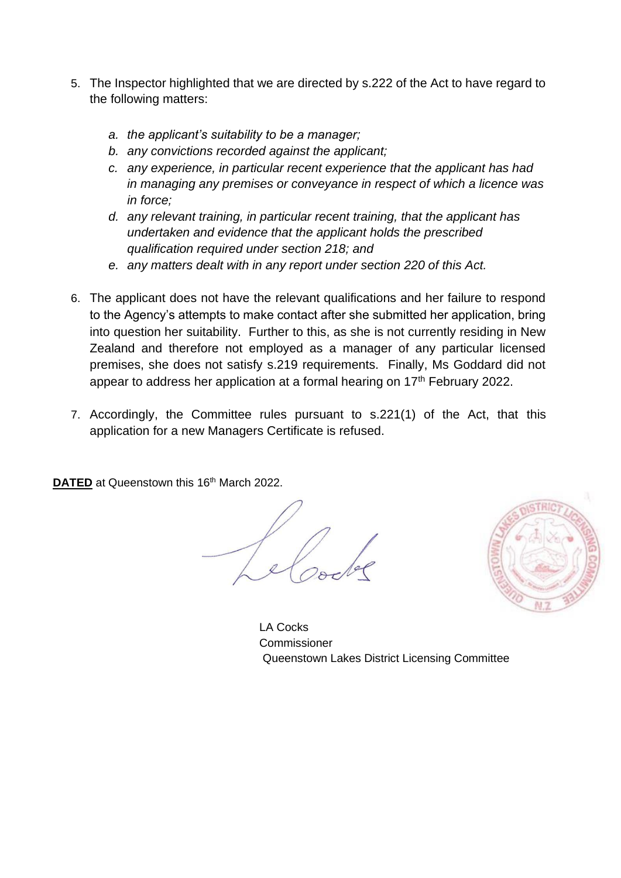5. The Inspector highlighted that we are directed by s.222 of the Act to have regard to the following matters:

   a. *the applicant's suitability to be a manager;*
   b. *any convictions recorded against the applicant;*
   c. *any experience, in particular recent experience that the applicant has had in managing any premises or conveyance in respect of which a licence was in force;*
   d. *any relevant training, in particular recent training, that the applicant has undertaken and evidence that the applicant holds the prescribed qualification required under section 218; and*
   e. *any matters dealt with in any report under section 220 of this Act.*

6. The applicant does not have the relevant qualifications and her failure to respond to the Agency's attempts to make contact after she submitted her application, bring into question her suitability. Further to this, as she is not currently residing in New Zealand and therefore not employed as a manager of any particular licensed premises, she does not satisfy s.219 requirements. Finally, Ms Goddard did not appear to address her application at a formal hearing on 17th February 2022.

7. Accordingly, the Committee rules pursuant to s.221(1) of the Act, that this application for a new Managers Certificate is refused.

**DATED** at Queenstown this 16th March 2022.

LA Cocks
Commissioner
Queenstown Lakes District Licensing Committee